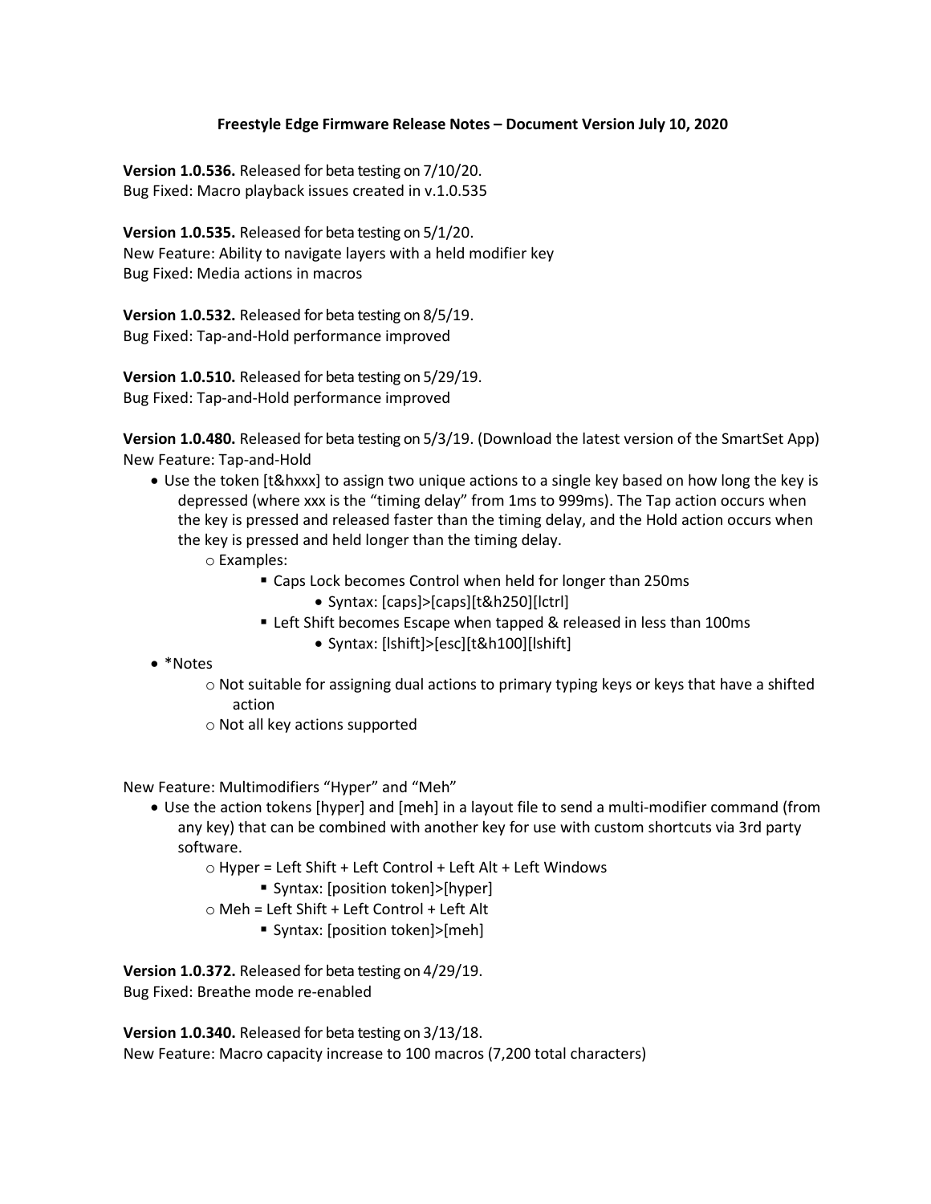**Freestyle Edge Firmware Release Notes – Document Version July 10, 2020**

**Version 1.0.536.** Released for beta testing on 7/10/20.
Bug Fixed: Macro playback issues created in v.1.0.535

**Version 1.0.535.** Released for beta testing on 5/1/20.
New Feature: Ability to navigate layers with a held modifier key
Bug Fixed: Media actions in macros

**Version 1.0.532.** Released for beta testing on 8/5/19.
Bug Fixed: Tap-and-Hold performance improved

**Version 1.0.510.** Released for beta testing on 5/29/19.
Bug Fixed: Tap-and-Hold performance improved

**Version 1.0.480.** Released for beta testing on 5/3/19. (Download the latest version of the SmartSet App)
New Feature: Tap-and-Hold

- Use the token [t&hxxx] to assign two unique actions to a single key based on how long the key is depressed (where xxx is the "timing delay" from 1ms to 999ms). The Tap action occurs when the key is pressed and released faster than the timing delay, and the Hold action occurs when the key is pressed and held longer than the timing delay.
    - Examples:
        - Caps Lock becomes Control when held for longer than 250ms
            - Syntax: [caps]>[caps][t&h250][lctrl]
        - Left Shift becomes Escape when tapped & released in less than 100ms
            - Syntax: [lshift]>[esc][t&h100][lshift]
- *Notes
    - Not suitable for assigning dual actions to primary typing keys or keys that have a shifted action
    - Not all key actions supported

New Feature: Multimodifiers "Hyper" and "Meh"

- Use the action tokens [hyper] and [meh] in a layout file to send a multi-modifier command (from any key) that can be combined with another key for use with custom shortcuts via 3rd party software.
    - Hyper = Left Shift + Left Control + Left Alt + Left Windows
        - Syntax: [position token]>[hyper]
    - Meh = Left Shift + Left Control + Left Alt
        - Syntax: [position token]>[meh]

**Version 1.0.372.** Released for beta testing on 4/29/19.
Bug Fixed: Breathe mode re-enabled

**Version 1.0.340.** Released for beta testing on 3/13/18.
New Feature: Macro capacity increase to 100 macros (7,200 total characters)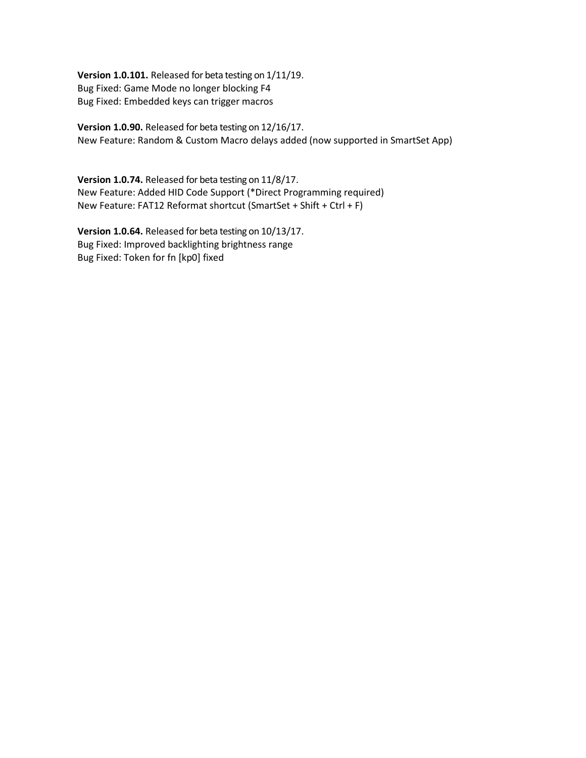**Version 1.0.101.** Released for beta testing on 1/11/19.
Bug Fixed: Game Mode no longer blocking F4
Bug Fixed: Embedded keys can trigger macros

**Version 1.0.90.** Released for beta testing on 12/16/17.
New Feature: Random & Custom Macro delays added (now supported in SmartSet App)

**Version 1.0.74.** Released for beta testing on 11/8/17.
New Feature: Added HID Code Support (*Direct Programming required)
New Feature: FAT12 Reformat shortcut (SmartSet + Shift + Ctrl + F)

**Version 1.0.64.** Released for beta testing on 10/13/17.
Bug Fixed: Improved backlighting brightness range
Bug Fixed: Token for fn [kp0] fixed